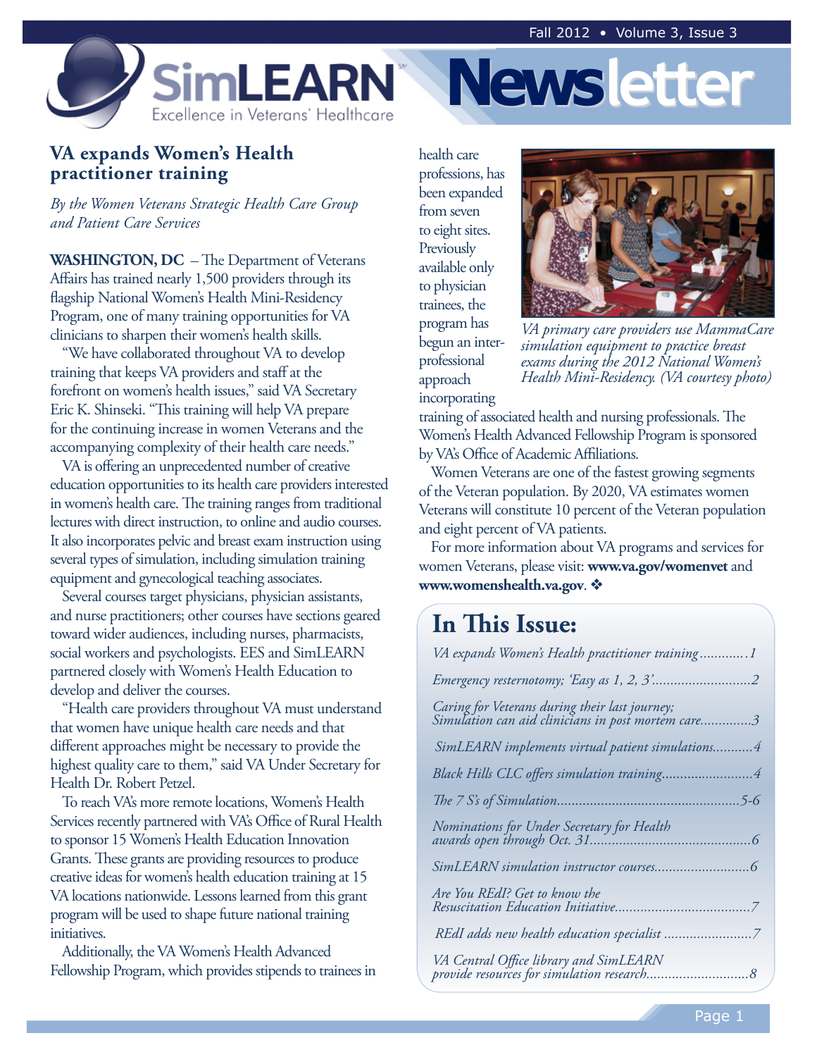# SimLEARN Newsletter

Excellence in Veterans' Healthcare

Fall 2012 • Volume 3, Issue 3

## VA expands Women's Health practitioner training

*By the Women Veterans Strategic Health Care Group and Patient Care Services*

**WASHINGTON, DC** – The Department of Veterans Affairs has trained nearly 1,500 providers through its flagship National Women's Health Mini-Residency Program, one of many training opportunities for VA clinicians to sharpen their women's health skills.

"We have collaborated throughout VA to develop training that keeps VA providers and staff at the forefront on women's health issues," said VA Secretary Eric K. Shinseki. "This training will help VA prepare for the continuing increase in women Veterans and the accompanying complexity of their health care needs."

VA is offering an unprecedented number of creative education opportunities to its health care providers interested in women's health care. The training ranges from traditional lectures with direct instruction, to online and audio courses. It also incorporates pelvic and breast exam instruction using several types of simulation, including simulation training equipment and gynecological teaching associates.

Several courses target physicians, physician assistants, and nurse practitioners; other courses have sections geared toward wider audiences, including nurses, pharmacists, social workers and psychologists. EES and SimLEARN partnered closely with Women's Health Education to develop and deliver the courses.

"Health care providers throughout VA must understand that women have unique health care needs and that different approaches might be necessary to provide the highest quality care to them," said VA Under Secretary for Health Dr. Robert Petzel.

To reach VA's more remote locations, Women's Health Services recently partnered with VA's Office of Rural Health to sponsor 15 Women's Health Education Innovation Grants. These grants are providing resources to produce creative ideas for women's health education training at 15 VA locations nationwide. Lessons learned from this grant program will be used to shape future national training initiatives.

Additionally, the VA Women's Health Advanced Fellowship Program, which provides stipends to trainees in health care professions, has been expanded from seven to eight sites. Previously available only to physician trainees, the program has begun an inter-professional approach incorporating training of associated health and nursing professionals. The Women's Health Advanced Fellowship Program is sponsored by VA's Office of Academic Affiliations.

*VA primary care providers use MammaCare simulation equipment to practice breast exams during the 2012 National Women's Health Mini-Residency. (VA courtesy photo)*

Women Veterans are one of the fastest growing segments of the Veteran population. By 2020, VA estimates women Veterans will constitute 10 percent of the Veteran population and eight percent of VA patients.

For more information about VA programs and services for women Veterans, please visit: **www.va.gov/womenvet** and **www.womenshealth.va.gov**. ❖

## In This Issue:

- *VA expands Women's Health practitioner training* ............1
- *Emergency resternotomy; 'Easy as 1, 2, 3'* ............2
- *Caring for Veterans during their last journey; Simulation can aid clinicians in post mortem care* ............3
- *SimLEARN implements virtual patient simulations* ............4
- *Black Hills CLC offers simulation training* ............4
- *The 7 S's of Simulation* ............5-6
- *Nominations for Under Secretary for Health awards open through Oct. 31* ............6
- *SimLEARN simulation instructor courses* ............6
- *Are You REdI? Get to know the Resuscitation Education Initiative* ............7
- *REdI adds new health education specialist* ............7
- *VA Central Office library and SimLEARN provide resources for simulation research* ............8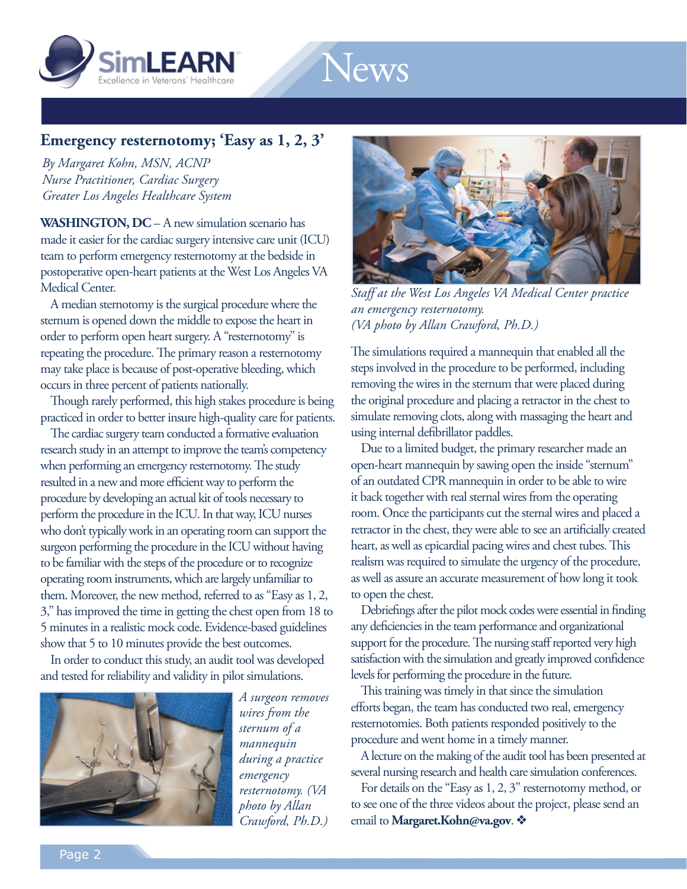## Emergency resternotomy; 'Easy as 1, 2, 3'

*By Margaret Kohn, MSN, ACNP*
*Nurse Practitioner, Cardiac Surgery*
*Greater Los Angeles Healthcare System*

**WASHINGTON, DC** – A new simulation scenario has made it easier for the cardiac surgery intensive care unit (ICU) team to perform emergency resternotomy at the bedside in postoperative open-heart patients at the West Los Angeles VA Medical Center.

A median sternotomy is the surgical procedure where the sternum is opened down the middle to expose the heart in order to perform open heart surgery. A "resternotomy" is repeating the procedure. The primary reason a resternotomy may take place is because of post-operative bleeding, which occurs in three percent of patients nationally.

Though rarely performed, this high stakes procedure is being practiced in order to better insure high-quality care for patients.

The cardiac surgery team conducted a formative evaluation research study in an attempt to improve the team's competency when performing an emergency resternotomy. The study resulted in a new and more efficient way to perform the procedure by developing an actual kit of tools necessary to perform the procedure in the ICU. In that way, ICU nurses who don't typically work in an operating room can support the surgeon performing the procedure in the ICU without having to be familiar with the steps of the procedure or to recognize operating room instruments, which are largely unfamiliar to them. Moreover, the new method, referred to as "Easy as 1, 2, 3," has improved the time in getting the chest open from 18 to 5 minutes in a realistic mock code. Evidence-based guidelines show that 5 to 10 minutes provide the best outcomes.

In order to conduct this study, an audit tool was developed and tested for reliability and validity in pilot simulations.

*A surgeon removes wires from the sternum of a mannequin during a practice emergency resternotomy. (VA photo by Allan Crawford, Ph.D.)*

*Staff at the West Los Angeles VA Medical Center practice an emergency resternotomy. (VA photo by Allan Crawford, Ph.D.)*

The simulations required a mannequin that enabled all the steps involved in the procedure to be performed, including removing the wires in the sternum that were placed during the original procedure and placing a retractor in the chest to simulate removing clots, along with massaging the heart and using internal defibrillator paddles.

Due to a limited budget, the primary researcher made an open-heart mannequin by sawing open the inside "sternum" of an outdated CPR mannequin in order to be able to wire it back together with real sternal wires from the operating room. Once the participants cut the sternal wires and placed a retractor in the chest, they were able to see an artificially created heart, as well as epicardial pacing wires and chest tubes. This realism was required to simulate the urgency of the procedure, as well as assure an accurate measurement of how long it took to open the chest.

Debriefings after the pilot mock codes were essential in finding any deficiencies in the team performance and organizational support for the procedure. The nursing staff reported very high satisfaction with the simulation and greatly improved confidence levels for performing the procedure in the future.

This training was timely in that since the simulation efforts began, the team has conducted two real, emergency resternotomies. Both patients responded positively to the procedure and went home in a timely manner.

A lecture on the making of the audit tool has been presented at several nursing research and health care simulation conferences.

For details on the "Easy as 1, 2, 3" resternotomy method, or to see one of the three videos about the project, please send an email to **Margaret.Kohn@va.gov**. ❖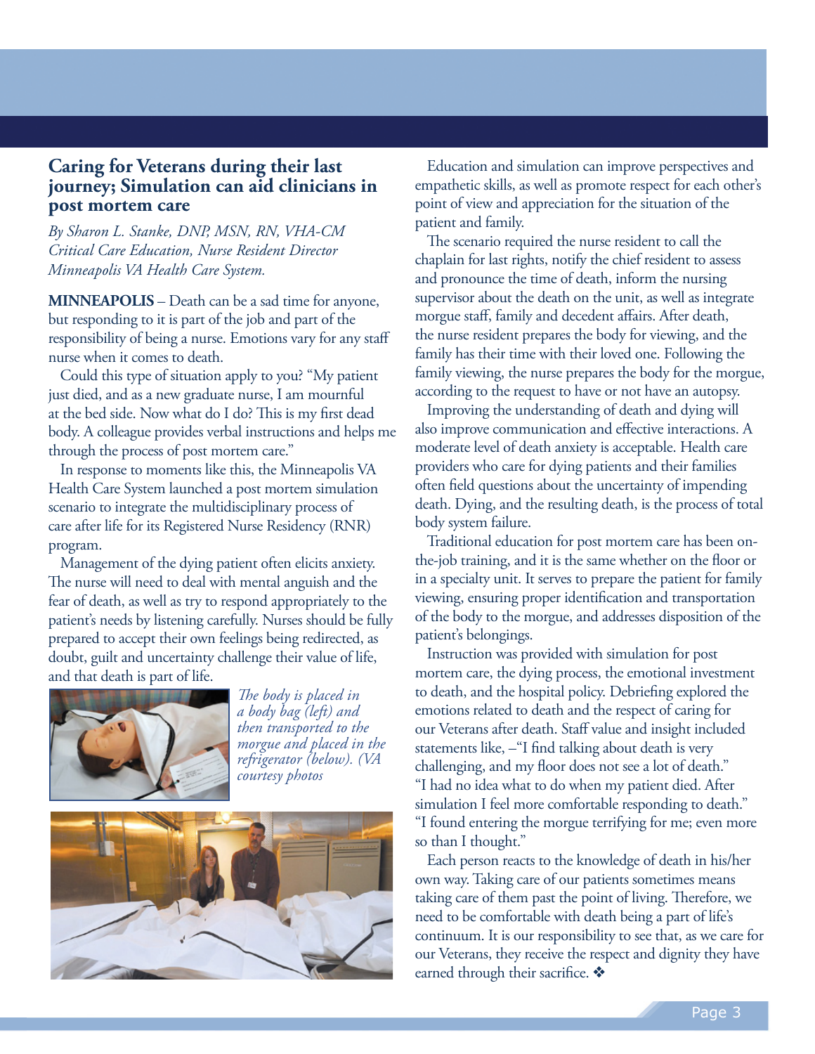## Caring for Veterans during their last journey; Simulation can aid clinicians in post mortem care

*By Sharon L. Stanke, DNP, MSN, RN, VHA-CM Critical Care Education, Nurse Resident Director Minneapolis VA Health Care System.*

**MINNEAPOLIS** – Death can be a sad time for anyone, but responding to it is part of the job and part of the responsibility of being a nurse. Emotions vary for any staff nurse when it comes to death.

Could this type of situation apply to you? "My patient just died, and as a new graduate nurse, I am mournful at the bed side. Now what do I do? This is my first dead body. A colleague provides verbal instructions and helps me through the process of post mortem care."

In response to moments like this, the Minneapolis VA Health Care System launched a post mortem simulation scenario to integrate the multidisciplinary process of care after life for its Registered Nurse Residency (RNR) program.

Management of the dying patient often elicits anxiety. The nurse will need to deal with mental anguish and the fear of death, as well as try to respond appropriately to the patient's needs by listening carefully. Nurses should be fully prepared to accept their own feelings being redirected, as doubt, guilt and uncertainty challenge their value of life, and that death is part of life.

*The body is placed in a body bag (left) and then transported to the morgue and placed in the refrigerator (below). (VA courtesy photos*

Education and simulation can improve perspectives and empathetic skills, as well as promote respect for each other's point of view and appreciation for the situation of the patient and family.

The scenario required the nurse resident to call the chaplain for last rights, notify the chief resident to assess and pronounce the time of death, inform the nursing supervisor about the death on the unit, as well as integrate morgue staff, family and decedent affairs. After death, the nurse resident prepares the body for viewing, and the family has their time with their loved one. Following the family viewing, the nurse prepares the body for the morgue, according to the request to have or not have an autopsy.

Improving the understanding of death and dying will also improve communication and effective interactions. A moderate level of death anxiety is acceptable. Health care providers who care for dying patients and their families often field questions about the uncertainty of impending death. Dying, and the resulting death, is the process of total body system failure.

Traditional education for post mortem care has been on-the-job training, and it is the same whether on the floor or in a specialty unit. It serves to prepare the patient for family viewing, ensuring proper identification and transportation of the body to the morgue, and addresses disposition of the patient's belongings.

Instruction was provided with simulation for post mortem care, the dying process, the emotional investment to death, and the hospital policy. Debriefing explored the emotions related to death and the respect of caring for our Veterans after death. Staff value and insight included statements like, –"I find talking about death is very challenging, and my floor does not see a lot of death." "I had no idea what to do when my patient died. After simulation I feel more comfortable responding to death." "I found entering the morgue terrifying for me; even more so than I thought."

Each person reacts to the knowledge of death in his/her own way. Taking care of our patients sometimes means taking care of them past the point of living. Therefore, we need to be comfortable with death being a part of life's continuum. It is our responsibility to see that, as we care for our Veterans, they receive the respect and dignity they have earned through their sacrifice. ❖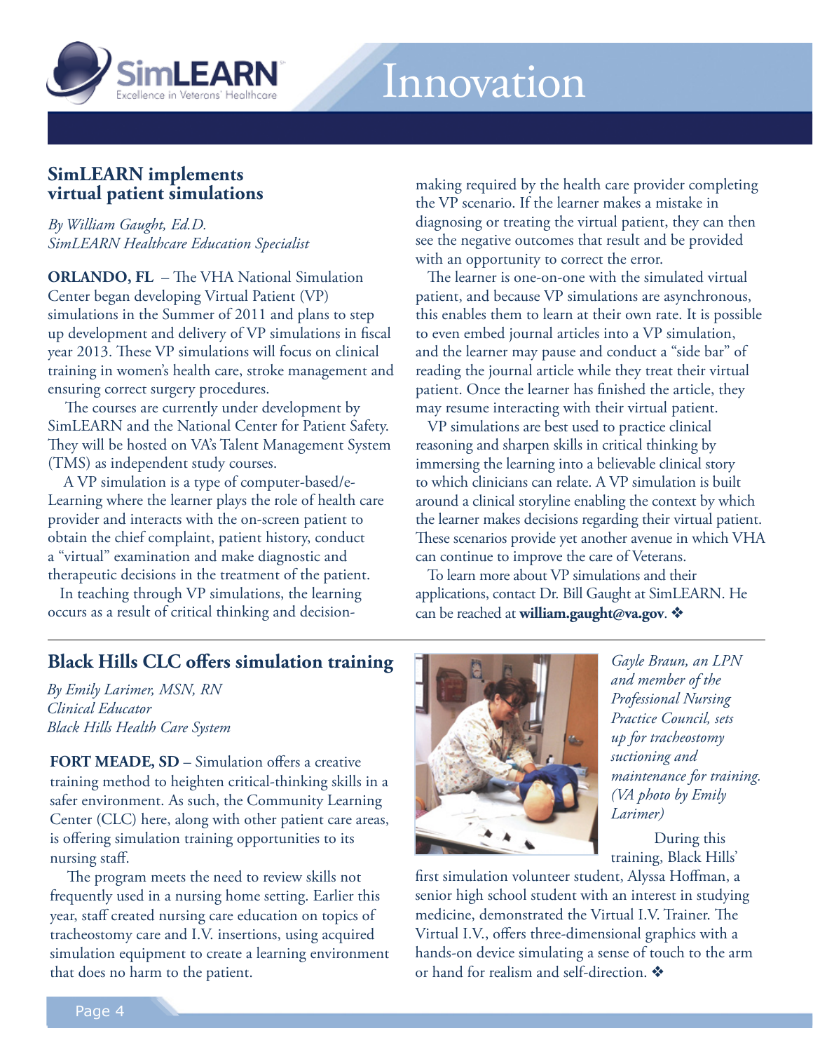# Innovation

## SimLEARN implements virtual patient simulations

*By William Gaught, Ed.D.*
*SimLEARN Healthcare Education Specialist*

**ORLANDO, FL** – The VHA National Simulation Center began developing Virtual Patient (VP) simulations in the Summer of 2011 and plans to step up development and delivery of VP simulations in fiscal year 2013. These VP simulations will focus on clinical training in women's health care, stroke management and ensuring correct surgery procedures.

The courses are currently under development by SimLEARN and the National Center for Patient Safety. They will be hosted on VA's Talent Management System (TMS) as independent study courses.

A VP simulation is a type of computer-based/e-Learning where the learner plays the role of health care provider and interacts with the on-screen patient to obtain the chief complaint, patient history, conduct a "virtual" examination and make diagnostic and therapeutic decisions in the treatment of the patient.

In teaching through VP simulations, the learning occurs as a result of critical thinking and decision-making required by the health care provider completing the VP scenario. If the learner makes a mistake in diagnosing or treating the virtual patient, they can then see the negative outcomes that result and be provided with an opportunity to correct the error.

The learner is one-on-one with the simulated virtual patient, and because VP simulations are asynchronous, this enables them to learn at their own rate. It is possible to even embed journal articles into a VP simulation, and the learner may pause and conduct a "side bar" of reading the journal article while they treat their virtual patient. Once the learner has finished the article, they may resume interacting with their virtual patient.

VP simulations are best used to practice clinical reasoning and sharpen skills in critical thinking by immersing the learning into a believable clinical story to which clinicians can relate. A VP simulation is built around a clinical storyline enabling the context by which the learner makes decisions regarding their virtual patient. These scenarios provide yet another avenue in which VHA can continue to improve the care of Veterans.

To learn more about VP simulations and their applications, contact Dr. Bill Gaught at SimLEARN. He can be reached at **william.gaught@va.gov**. ❖

---

## Black Hills CLC offers simulation training

*By Emily Larimer, MSN, RN*
*Clinical Educator*
*Black Hills Health Care System*

**FORT MEADE, SD** – Simulation offers a creative training method to heighten critical-thinking skills in a safer environment. As such, the Community Learning Center (CLC) here, along with other patient care areas, is offering simulation training opportunities to its nursing staff.

The program meets the need to review skills not frequently used in a nursing home setting. Earlier this year, staff created nursing care education on topics of tracheostomy care and I.V. insertions, using acquired simulation equipment to create a learning environment that does no harm to the patient.

*Gayle Braun, an LPN and member of the Professional Nursing Practice Council, sets up for tracheostomy suctioning and maintenance for training. (VA photo by Emily Larimer)*

During this training, Black Hills' first simulation volunteer student, Alyssa Hoffman, a senior high school student with an interest in studying medicine, demonstrated the Virtual I.V. Trainer. The Virtual I.V., offers three-dimensional graphics with a hands-on device simulating a sense of touch to the arm or hand for realism and self-direction. ❖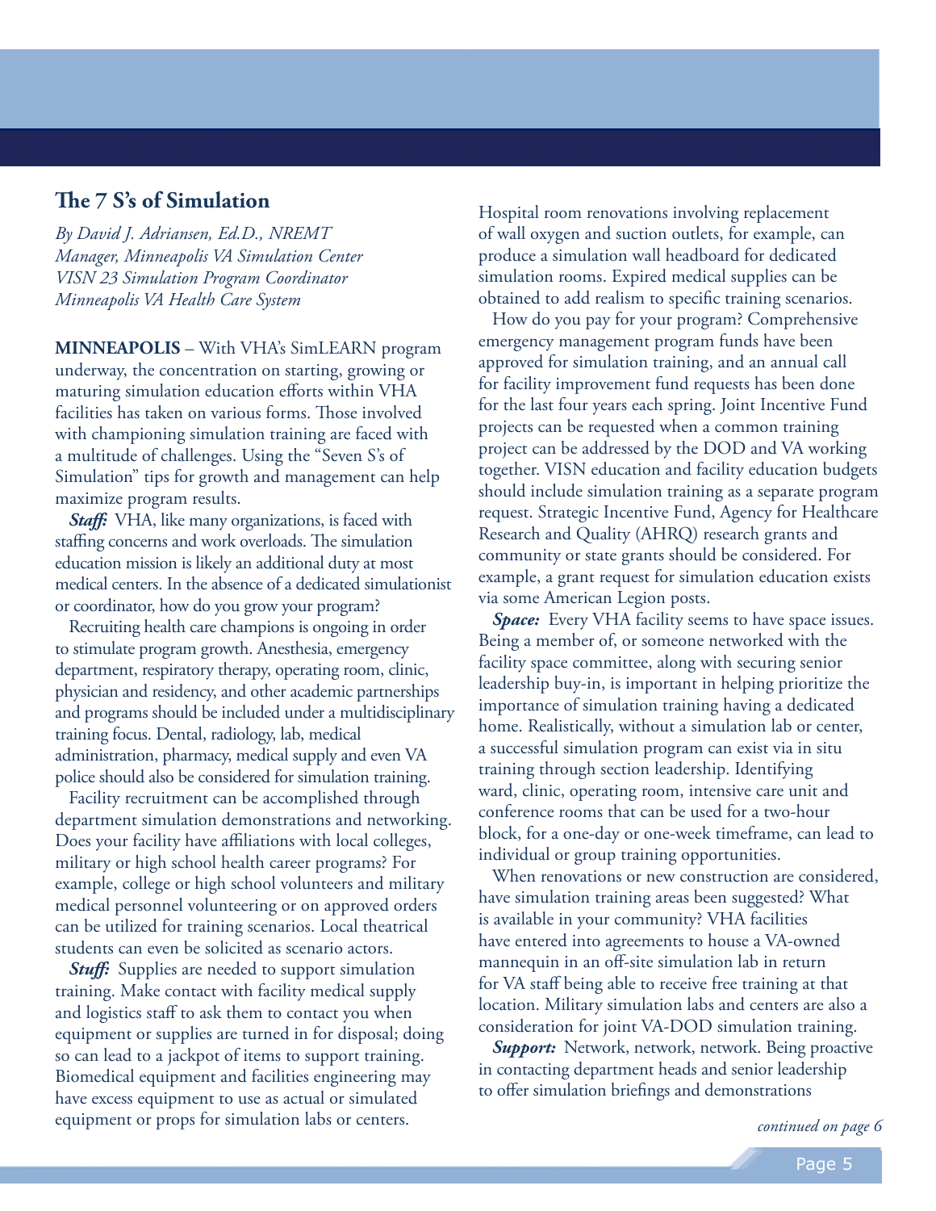## The 7 S's of Simulation

*By David J. Adriansen, Ed.D., NREMT*
*Manager, Minneapolis VA Simulation Center*
*VISN 23 Simulation Program Coordinator*
*Minneapolis VA Health Care System*

**MINNEAPOLIS** – With VHA's SimLEARN program underway, the concentration on starting, growing or maturing simulation education efforts within VHA facilities has taken on various forms. Those involved with championing simulation training are faced with a multitude of challenges. Using the "Seven S's of Simulation" tips for growth and management can help maximize program results.

***Staff:*** VHA, like many organizations, is faced with staffing concerns and work overloads. The simulation education mission is likely an additional duty at most medical centers. In the absence of a dedicated simulationist or coordinator, how do you grow your program?

Recruiting health care champions is ongoing in order to stimulate program growth. Anesthesia, emergency department, respiratory therapy, operating room, clinic, physician and residency, and other academic partnerships and programs should be included under a multidisciplinary training focus. Dental, radiology, lab, medical administration, pharmacy, medical supply and even VA police should also be considered for simulation training.

Facility recruitment can be accomplished through department simulation demonstrations and networking. Does your facility have affiliations with local colleges, military or high school health career programs? For example, college or high school volunteers and military medical personnel volunteering or on approved orders can be utilized for training scenarios. Local theatrical students can even be solicited as scenario actors.

***Stuff:*** Supplies are needed to support simulation training. Make contact with facility medical supply and logistics staff to ask them to contact you when equipment or supplies are turned in for disposal; doing so can lead to a jackpot of items to support training. Biomedical equipment and facilities engineering may have excess equipment to use as actual or simulated equipment or props for simulation labs or centers. Hospital room renovations involving replacement of wall oxygen and suction outlets, for example, can produce a simulation wall headboard for dedicated simulation rooms. Expired medical supplies can be obtained to add realism to specific training scenarios.

How do you pay for your program? Comprehensive emergency management program funds have been approved for simulation training, and an annual call for facility improvement fund requests has been done for the last four years each spring. Joint Incentive Fund projects can be requested when a common training project can be addressed by the DOD and VA working together. VISN education and facility education budgets should include simulation training as a separate program request. Strategic Incentive Fund, Agency for Healthcare Research and Quality (AHRQ) research grants and community or state grants should be considered. For example, a grant request for simulation education exists via some American Legion posts.

***Space:*** Every VHA facility seems to have space issues. Being a member of, or someone networked with the facility space committee, along with securing senior leadership buy-in, is important in helping prioritize the importance of simulation training having a dedicated home. Realistically, without a simulation lab or center, a successful simulation program can exist via in situ training through section leadership. Identifying ward, clinic, operating room, intensive care unit and conference rooms that can be used for a two-hour block, for a one-day or one-week timeframe, can lead to individual or group training opportunities.

When renovations or new construction are considered, have simulation training areas been suggested? What is available in your community? VHA facilities have entered into agreements to house a VA-owned mannequin in an off-site simulation lab in return for VA staff being able to receive free training at that location. Military simulation labs and centers are also a consideration for joint VA-DOD simulation training.

***Support:*** Network, network, network. Being proactive in contacting department heads and senior leadership to offer simulation briefings and demonstrations

*continued on page 6*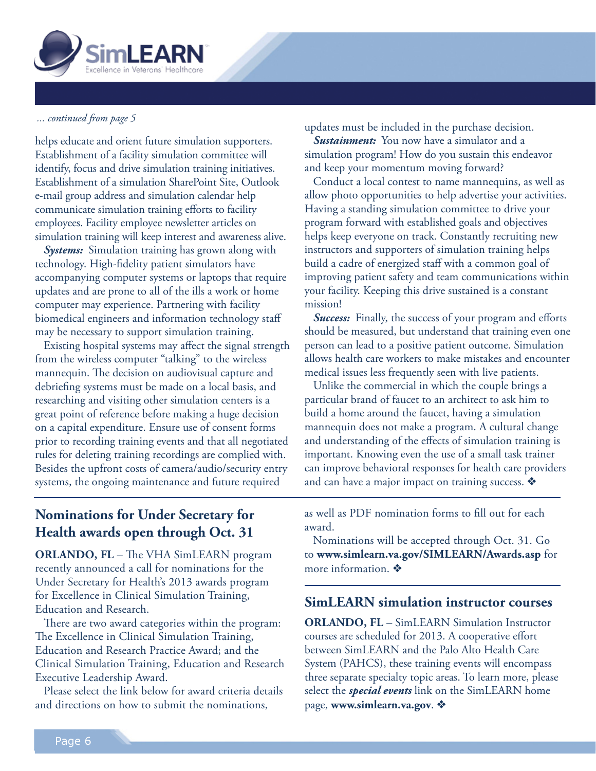*... continued from page 5*

helps educate and orient future simulation supporters. Establishment of a facility simulation committee will identify, focus and drive simulation training initiatives. Establishment of a simulation SharePoint Site, Outlook e-mail group address and simulation calendar help communicate simulation training efforts to facility employees. Facility employee newsletter articles on simulation training will keep interest and awareness alive.

***Systems:*** Simulation training has grown along with technology. High-fidelity patient simulators have accompanying computer systems or laptops that require updates and are prone to all of the ills a work or home computer may experience. Partnering with facility biomedical engineers and information technology staff may be necessary to support simulation training.

Existing hospital systems may affect the signal strength from the wireless computer "talking" to the wireless mannequin. The decision on audiovisual capture and debriefing systems must be made on a local basis, and researching and visiting other simulation centers is a great point of reference before making a huge decision on a capital expenditure. Ensure use of consent forms prior to recording training events and that all negotiated rules for deleting training recordings are complied with. Besides the upfront costs of camera/audio/security entry systems, the ongoing maintenance and future required updates must be included in the purchase decision.

***Sustainment:*** You now have a simulator and a simulation program! How do you sustain this endeavor and keep your momentum moving forward?

Conduct a local contest to name mannequins, as well as allow photo opportunities to help advertise your activities. Having a standing simulation committee to drive your program forward with established goals and objectives helps keep everyone on track. Constantly recruiting new instructors and supporters of simulation training helps build a cadre of energized staff with a common goal of improving patient safety and team communications within your facility. Keeping this drive sustained is a constant mission!

***Success:*** Finally, the success of your program and efforts should be measured, but understand that training even one person can lead to a positive patient outcome. Simulation allows health care workers to make mistakes and encounter medical issues less frequently seen with live patients.

Unlike the commercial in which the couple brings a particular brand of faucet to an architect to ask him to build a home around the faucet, having a simulation mannequin does not make a program. A cultural change and understanding of the effects of simulation training is important. Knowing even the use of a small task trainer can improve behavioral responses for health care providers and can have a major impact on training success. ❖

## Nominations for Under Secretary for Health awards open through Oct. 31

**ORLANDO, FL** – The VHA SimLEARN program recently announced a call for nominations for the Under Secretary for Health's 2013 awards program for Excellence in Clinical Simulation Training, Education and Research.

There are two award categories within the program: The Excellence in Clinical Simulation Training, Education and Research Practice Award; and the Clinical Simulation Training, Education and Research Executive Leadership Award.

Please select the link below for award criteria details and directions on how to submit the nominations, as well as PDF nomination forms to fill out for each award.

Nominations will be accepted through Oct. 31. Go to **www.simlearn.va.gov/SIMLEARN/Awards.asp** for more information. ❖

## SimLEARN simulation instructor courses

**ORLANDO, FL** – SimLEARN Simulation Instructor courses are scheduled for 2013. A cooperative effort between SimLEARN and the Palo Alto Health Care System (PAHCS), these training events will encompass three separate specialty topic areas. To learn more, please select the ***special events*** link on the SimLEARN home page, **www.simlearn.va.gov**. ❖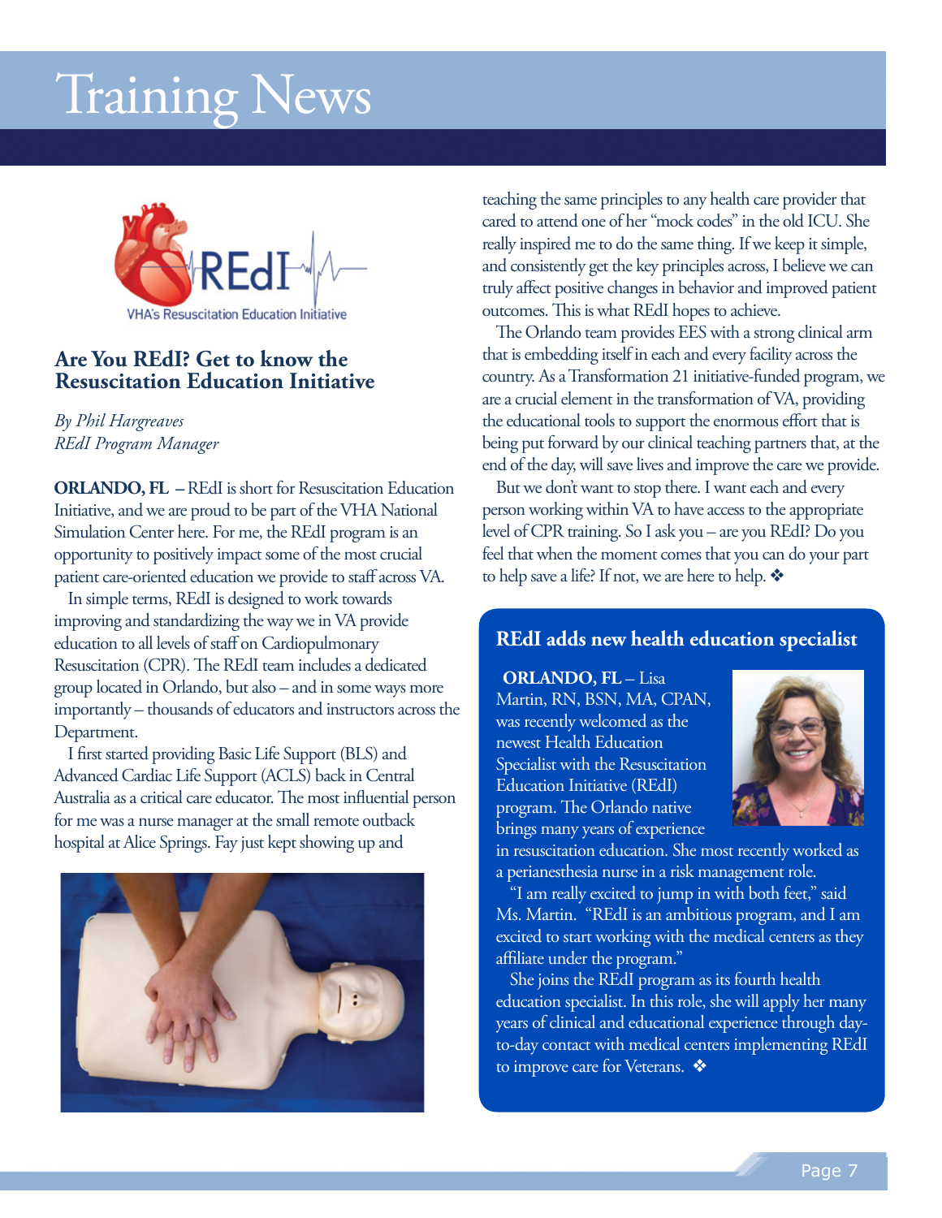# Training News

## Are You REdI? Get to know the Resuscitation Education Initiative

*By Phil Hargreaves*
*REdI Program Manager*

**ORLANDO, FL** – REdI is short for Resuscitation Education Initiative, and we are proud to be part of the VHA National Simulation Center here. For me, the REdI program is an opportunity to positively impact some of the most crucial patient care-oriented education we provide to staff across VA.

In simple terms, REdI is designed to work towards improving and standardizing the way we in VA provide education to all levels of staff on Cardiopulmonary Resuscitation (CPR). The REdI team includes a dedicated group located in Orlando, but also – and in some ways more importantly – thousands of educators and instructors across the Department.

I first started providing Basic Life Support (BLS) and Advanced Cardiac Life Support (ACLS) back in Central Australia as a critical care educator. The most influential person for me was a nurse manager at the small remote outback hospital at Alice Springs. Fay just kept showing up and teaching the same principles to any health care provider that cared to attend one of her "mock codes" in the old ICU. She really inspired me to do the same thing. If we keep it simple, and consistently get the key principles across, I believe we can truly affect positive changes in behavior and improved patient outcomes. This is what REdI hopes to achieve.

The Orlando team provides EES with a strong clinical arm that is embedding itself in each and every facility across the country. As a Transformation 21 initiative-funded program, we are a crucial element in the transformation of VA, providing the educational tools to support the enormous effort that is being put forward by our clinical teaching partners that, at the end of the day, will save lives and improve the care we provide.

But we don't want to stop there. I want each and every person working within VA to have access to the appropriate level of CPR training. So I ask you – are you REdI? Do you feel that when the moment comes that you can do your part to help save a life? If not, we are here to help. ❖

## REdI adds new health education specialist

**ORLANDO, FL** – Lisa Martin, RN, BSN, MA, CPAN, was recently welcomed as the newest Health Education Specialist with the Resuscitation Education Initiative (REdI) program. The Orlando native brings many years of experience in resuscitation education. She most recently worked as a perianesthesia nurse in a risk management role.

"I am really excited to jump in with both feet," said Ms. Martin. "REdI is an ambitious program, and I am excited to start working with the medical centers as they affiliate under the program."

She joins the REdI program as its fourth health education specialist. In this role, she will apply her many years of clinical and educational experience through day-to-day contact with medical centers implementing REdI to improve care for Veterans. ❖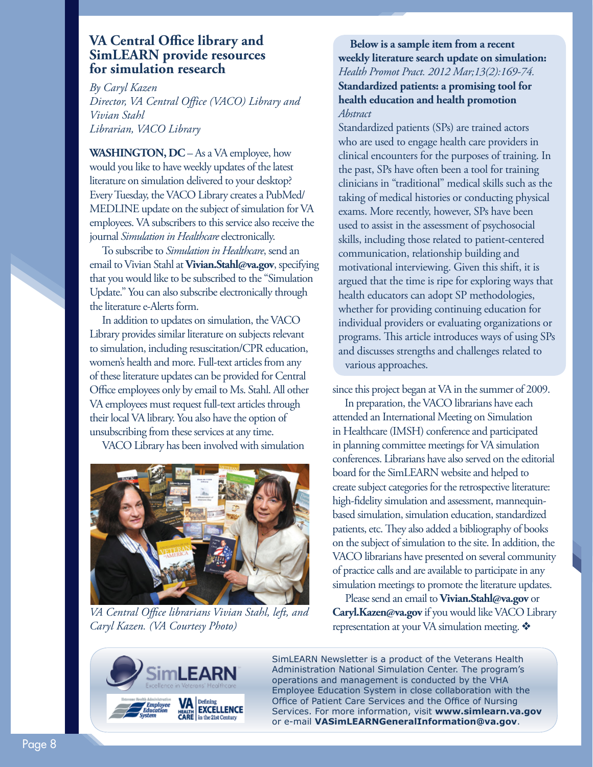## VA Central Office library and SimLEARN provide resources for simulation research

*By Caryl Kazen*
*Director, VA Central Office (VACO) Library and*
*Vivian Stahl*
*Librarian, VACO Library*

**WASHINGTON, DC** – As a VA employee, how would you like to have weekly updates of the latest literature on simulation delivered to your desktop? Every Tuesday, the VACO Library creates a PubMed/MEDLINE update on the subject of simulation for VA employees. VA subscribers to this service also receive the journal *Simulation in Healthcare* electronically.

To subscribe to *Simulation in Healthcare*, send an email to Vivian Stahl at **Vivian.Stahl@va.gov**, specifying that you would like to be subscribed to the "Simulation Update." You can also subscribe electronically through the literature e-Alerts form.

In addition to updates on simulation, the VACO Library provides similar literature on subjects relevant to simulation, including resuscitation/CPR education, women's health and more. Full-text articles from any of these literature updates can be provided for Central Office employees only by email to Ms. Stahl. All other VA employees must request full-text articles through their local VA library. You also have the option of unsubscribing from these services at any time.

VACO Library has been involved with simulation since this project began at VA in the summer of 2009.

*VA Central Office librarians Vivian Stahl, left, and Caryl Kazen. (VA Courtesy Photo)*

> **Below is a sample item from a recent weekly literature search update on simulation:**
> *Health Promot Pract. 2012 Mar;13(2):169-74.*
> **Standardized patients: a promising tool for health education and health promotion**
> *Abstract*
> Standardized patients (SPs) are trained actors who are used to engage health care providers in clinical encounters for the purposes of training. In the past, SPs have often been a tool for training clinicians in "traditional" medical skills such as the taking of medical histories or conducting physical exams. More recently, however, SPs have been used to assist in the assessment of psychosocial skills, including those related to patient-centered communication, relationship building and motivational interviewing. Given this shift, it is argued that the time is ripe for exploring ways that health educators can adopt SP methodologies, whether for providing continuing education for individual providers or evaluating organizations or programs. This article introduces ways of using SPs and discusses strengths and challenges related to various approaches.

In preparation, the VACO librarians have each attended an International Meeting on Simulation in Healthcare (IMSH) conference and participated in planning committee meetings for VA simulation conferences. Librarians have also served on the editorial board for the SimLEARN website and helped to create subject categories for the retrospective literature: high-fidelity simulation and assessment, mannequin-based simulation, simulation education, standardized patients, etc. They also added a bibliography of books on the subject of simulation to the site. In addition, the VACO librarians have presented on several community of practice calls and are available to participate in any simulation meetings to promote the literature updates.

Please send an email to **Vivian.Stahl@va.gov** or **Caryl.Kazen@va.gov** if you would like VACO Library representation at your VA simulation meeting. ❖

SimLEARN Newsletter is a product of the Veterans Health Administration National Simulation Center. The program's operations and management is conducted by the VHA Employee Education System in close collaboration with the Office of Patient Care Services and the Office of Nursing Services. For more information, visit **www.simlearn.va.gov** or e-mail **VASimLEARNGeneralInformation@va.gov**.